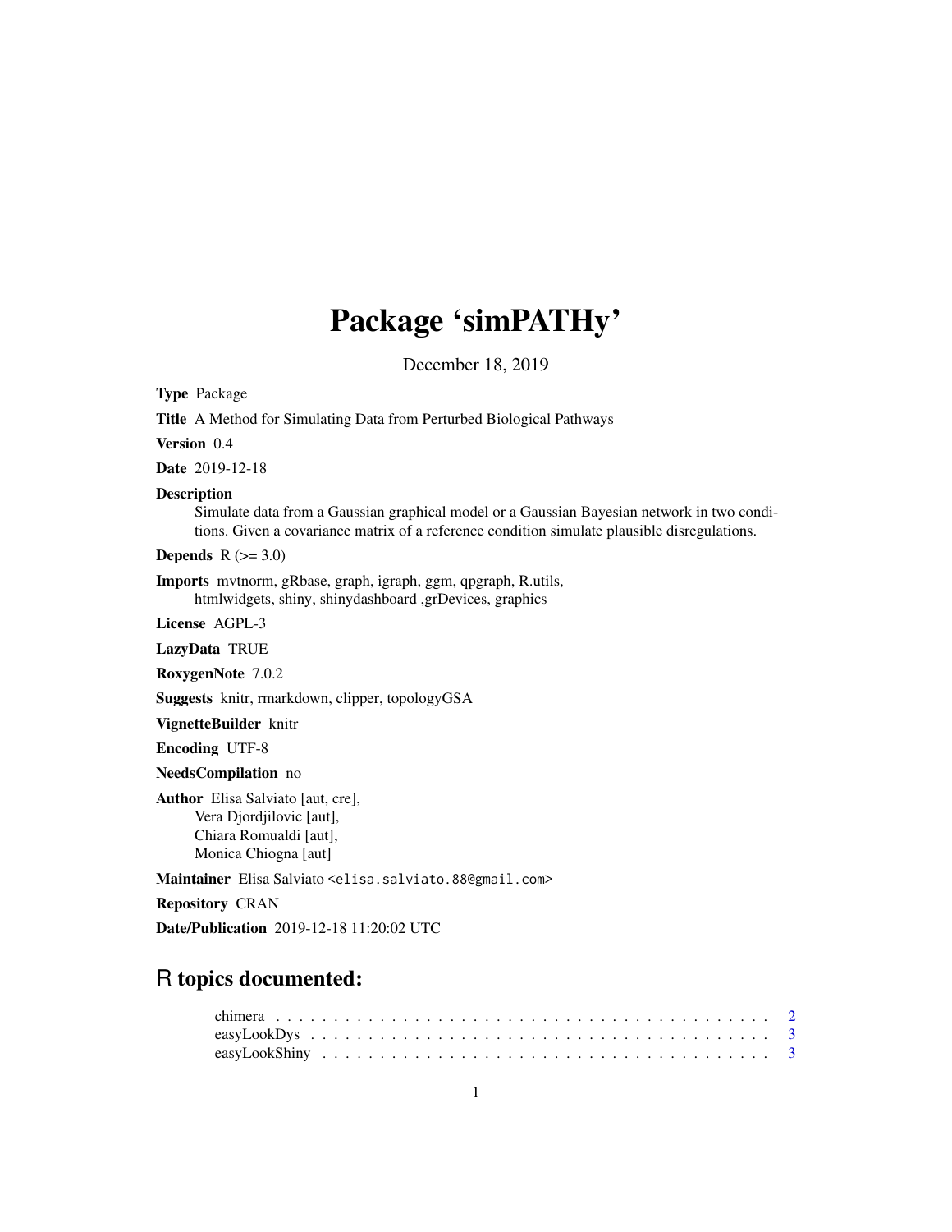# Package 'simPATHy'

December 18, 2019

**Type** Package

**Title** A Method for Simulating Data from Perturbed Biological Pathways

**Version** 0.4

**Date** 2019-12-18

**Description**
Simulate data from a Gaussian graphical model or a Gaussian Bayesian network in two conditions. Given a covariance matrix of a reference condition simulate plausible disregulations.

**Depends** R (>= 3.0)

**Imports** mvtnorm, gRbase, graph, igraph, ggm, qpgraph, R.utils, htmlwidgets, shiny, shinydashboard ,grDevices, graphics

**License** AGPL-3

**LazyData** TRUE

**RoxygenNote** 7.0.2

**Suggests** knitr, rmarkdown, clipper, topologyGSA

**VignetteBuilder** knitr

**Encoding** UTF-8

**NeedsCompilation** no

**Author** Elisa Salviato [aut, cre],
Vera Djordjilovic [aut],
Chiara Romualdi [aut],
Monica Chiogna [aut]

**Maintainer** Elisa Salviato <elisa.salviato.88@gmail.com>

**Repository** CRAN

**Date/Publication** 2019-12-18 11:20:02 UTC

## R topics documented:

chimera . . . . . . . . . . . . . . . . . . . . . . . . . . . . . . . . . . . . . . . . . . 2
easyLookDys . . . . . . . . . . . . . . . . . . . . . . . . . . . . . . . . . . . . . . . . 3
easyLookShiny . . . . . . . . . . . . . . . . . . . . . . . . . . . . . . . . . . . . . . . 3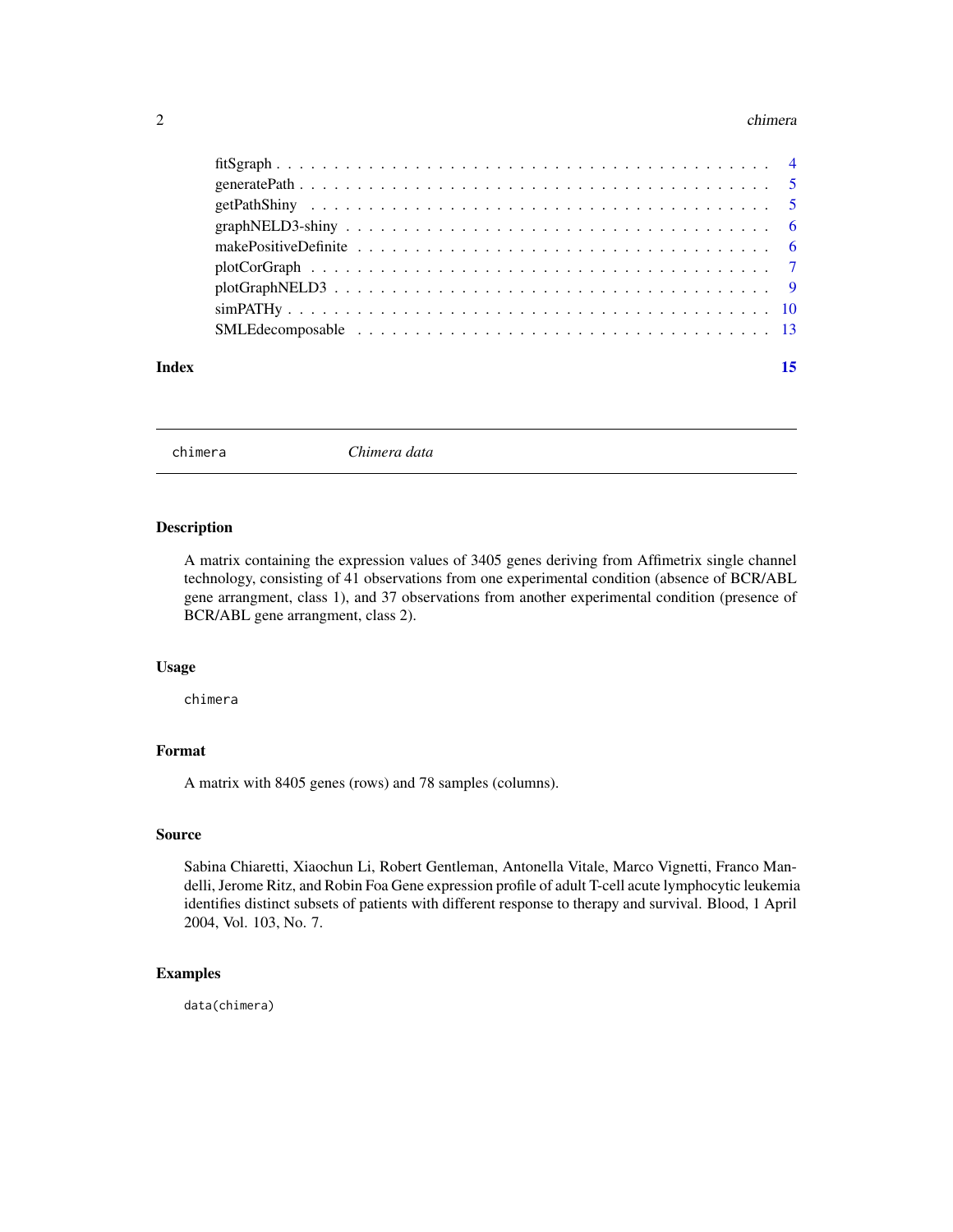| | |
|---|---|
| fitSgraph | 4 |
| generatePath | 5 |
| getPathShiny | 5 |
| graphNELD3-shiny | 6 |
| makePositiveDefinite | 6 |
| plotCorGraph | 7 |
| plotGraphNELD3 | 9 |
| simPATHy | 10 |
| SMLEdecomposable | 13 |

**Index** **15**

---

## chimera *Chimera data*

### Description

A matrix containing the expression values of 3405 genes deriving from Affimetrix single channel technology, consisting of 41 observations from one experimental condition (absence of BCR/ABL gene arrangment, class 1), and 37 observations from another experimental condition (presence of BCR/ABL gene arrangment, class 2).

### Usage

```
chimera
```

### Format

A matrix with 8405 genes (rows) and 78 samples (columns).

### Source

Sabina Chiaretti, Xiaochun Li, Robert Gentleman, Antonella Vitale, Marco Vignetti, Franco Mandelli, Jerome Ritz, and Robin Foa Gene expression profile of adult T-cell acute lymphocytic leukemia identifies distinct subsets of patients with different response to therapy and survival. Blood, 1 April 2004, Vol. 103, No. 7.

### Examples

```
data(chimera)
```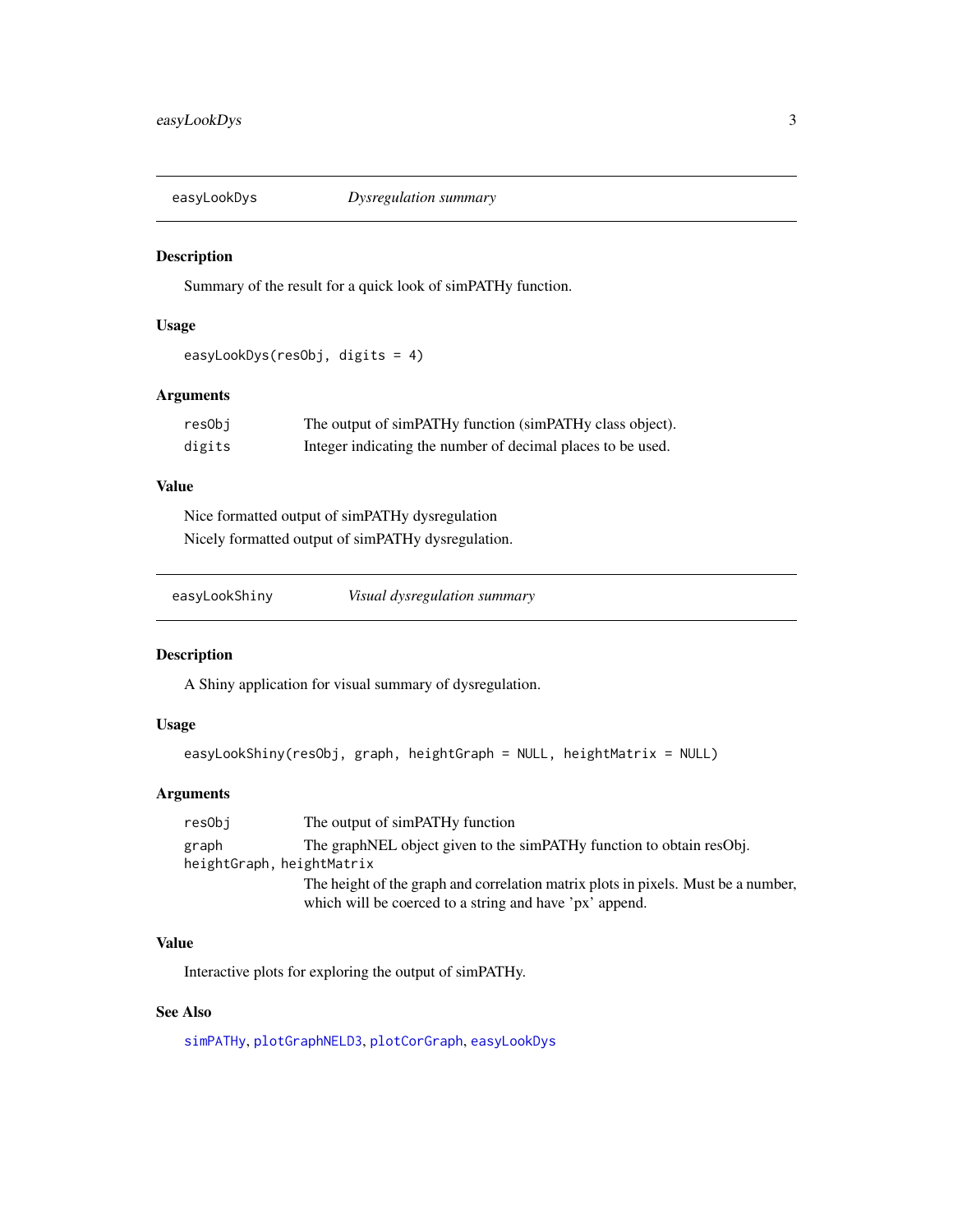## easyLookDys — *Dysregulation summary*

### Description

Summary of the result for a quick look of simPATHy function.

### Usage

```
easyLookDys(resObj, digits = 4)
```

### Arguments

| | |
|---|---|
| `resObj` | The output of simPATHy function (simPATHy class object). |
| `digits` | Integer indicating the number of decimal places to be used. |

### Value

Nice formatted output of simPATHy dysregulation

Nicely formatted output of simPATHy dysregulation.

## easyLookShiny — *Visual dysregulation summary*

### Description

A Shiny application for visual summary of dysregulation.

### Usage

```
easyLookShiny(resObj, graph, heightGraph = NULL, heightMatrix = NULL)
```

### Arguments

| | |
|---|---|
| `resObj` | The output of simPATHy function |
| `graph` | The graphNEL object given to the simPATHy function to obtain resObj. |
| `heightGraph, heightMatrix` | The height of the graph and correlation matrix plots in pixels. Must be a number, which will be coerced to a string and have 'px' append. |

### Value

Interactive plots for exploring the output of simPATHy.

### See Also

`simPATHy`, `plotGraphNELD3`, `plotCorGraph`, `easyLookDys`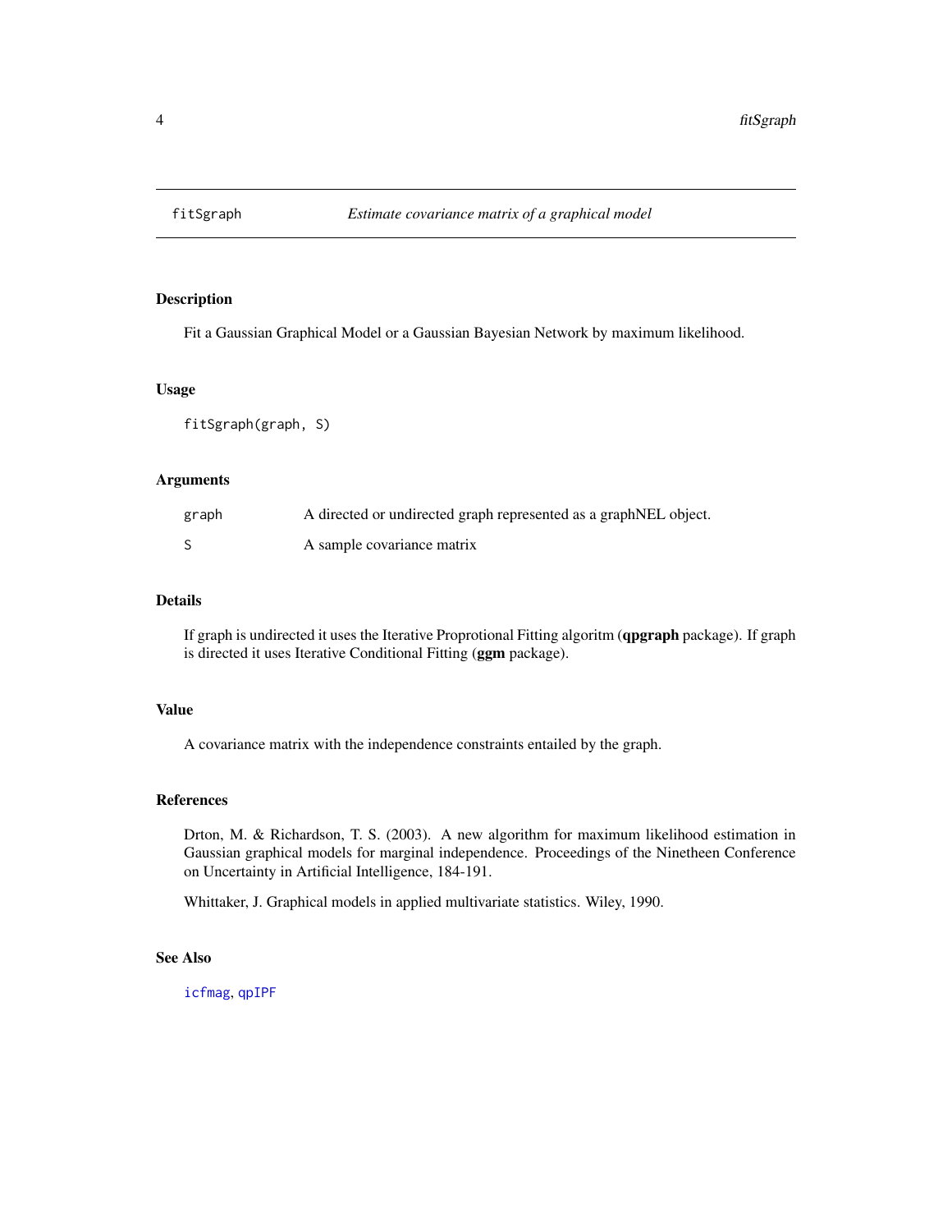| fitSgraph | *Estimate covariance matrix of a graphical model* |
|---|---|

## Description

Fit a Gaussian Graphical Model or a Gaussian Bayesian Network by maximum likelihood.

## Usage

```
fitSgraph(graph, S)
```

## Arguments

| | |
|---|---|
| graph | A directed or undirected graph represented as a graphNEL object. |
| S | A sample covariance matrix |

## Details

If graph is undirected it uses the Iterative Proprotional Fitting algoritm (**qpgraph** package). If graph is directed it uses Iterative Conditional Fitting (**ggm** package).

## Value

A covariance matrix with the independence constraints entailed by the graph.

## References

Drton, M. & Richardson, T. S. (2003). A new algorithm for maximum likelihood estimation in Gaussian graphical models for marginal independence. Proceedings of the Ninetheen Conference on Uncertainty in Artificial Intelligence, 184-191.

Whittaker, J. Graphical models in applied multivariate statistics. Wiley, 1990.

## See Also

icfmag, qpIPF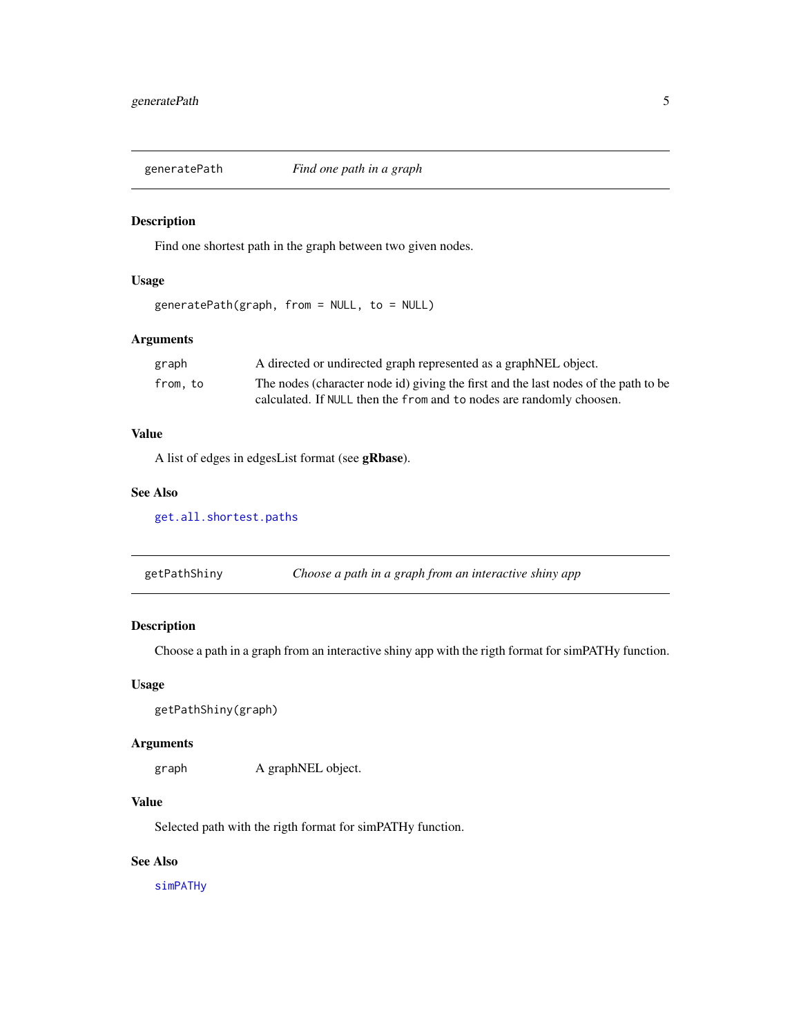## generatePath — *Find one path in a graph*

### Description

Find one shortest path in the graph between two given nodes.

### Usage

```
generatePath(graph, from = NULL, to = NULL)
```

### Arguments

| | |
|---|---|
| `graph` | A directed or undirected graph represented as a graphNEL object. |
| `from, to` | The nodes (character node id) giving the first and the last nodes of the path to be calculated. If `NULL` then the `from` and `to` nodes are randomly choosen. |

### Value

A list of edges in edgesList format (see **gRbase**).

### See Also

`get.all.shortest.paths`

## getPathShiny — *Choose a path in a graph from an interactive shiny app*

### Description

Choose a path in a graph from an interactive shiny app with the rigth format for simPATHy function.

### Usage

```
getPathShiny(graph)
```

### Arguments

| | |
|---|---|
| `graph` | A graphNEL object. |

### Value

Selected path with the rigth format for simPATHy function.

### See Also

`simPATHy`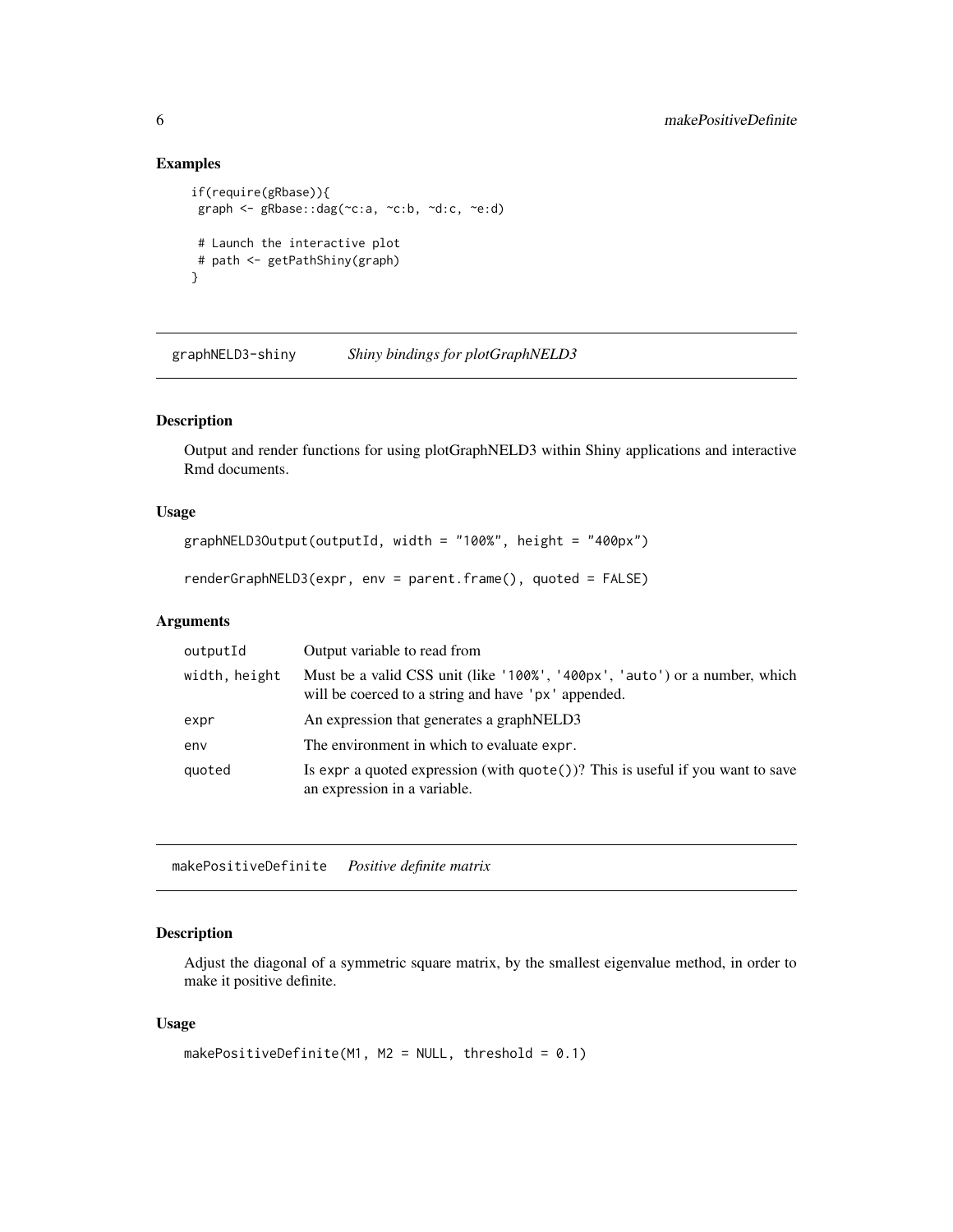## Examples

```
if(require(gRbase)){
 graph <- gRbase::dag(~c:a, ~c:b, ~d:c, ~e:d)

 # Launch the interactive plot
 # path <- getPathShiny(graph)
}
```

---

## graphNELD3-shiny    *Shiny bindings for plotGraphNELD3*

### Description

Output and render functions for using plotGraphNELD3 within Shiny applications and interactive Rmd documents.

### Usage

```
graphNELD3Output(outputId, width = "100%", height = "400px")

renderGraphNELD3(expr, env = parent.frame(), quoted = FALSE)
```

### Arguments

| | |
|---|---|
| `outputId` | Output variable to read from |
| `width, height` | Must be a valid CSS unit (like '100%', '400px', 'auto') or a number, which will be coerced to a string and have 'px' appended. |
| `expr` | An expression that generates a graphNELD3 |
| `env` | The environment in which to evaluate `expr`. |
| `quoted` | Is `expr` a quoted expression (with `quote()`)? This is useful if you want to save an expression in a variable. |

---

## makePositiveDefinite    *Positive definite matrix*

### Description

Adjust the diagonal of a symmetric square matrix, by the smallest eigenvalue method, in order to make it positive definite.

### Usage

```
makePositiveDefinite(M1, M2 = NULL, threshold = 0.1)
```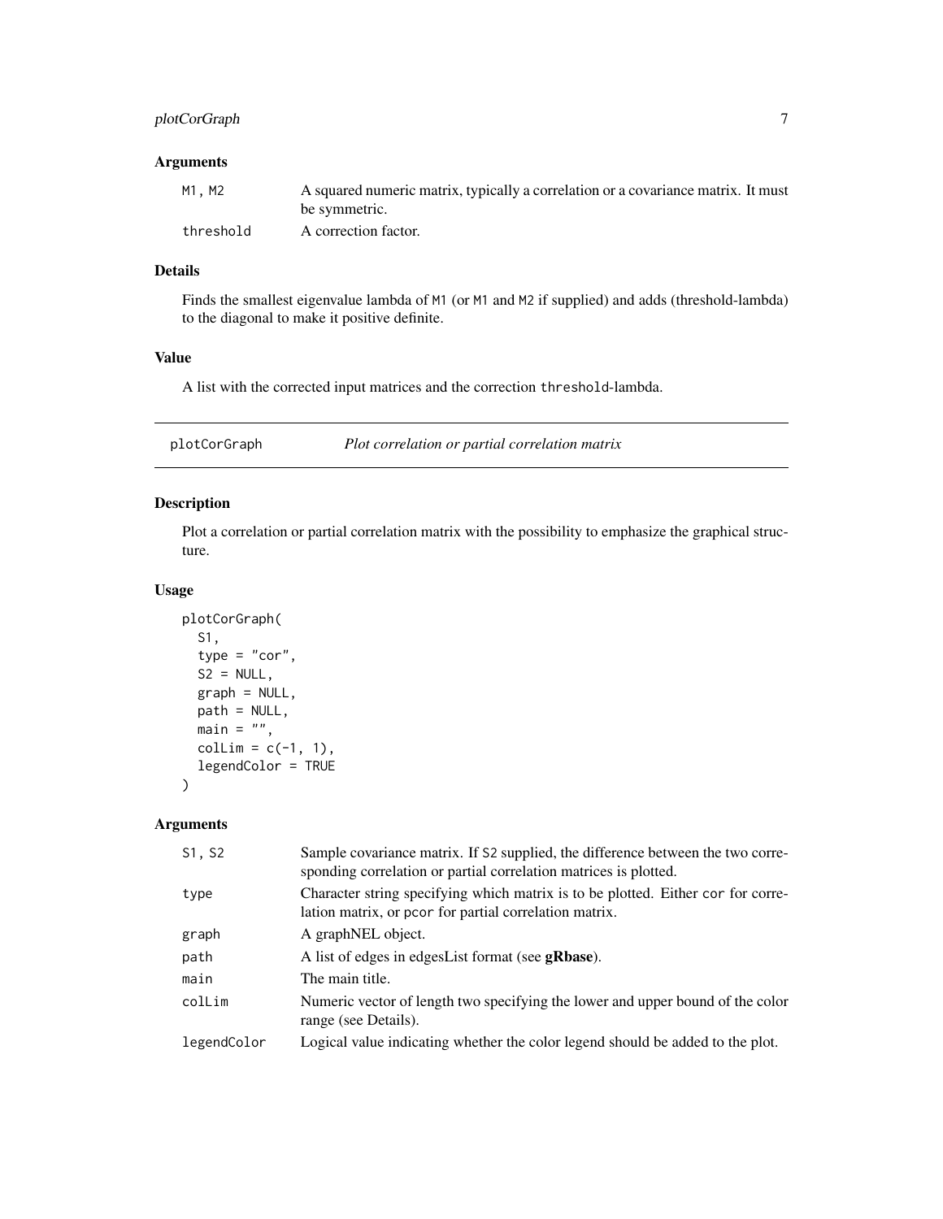### Arguments

| | |
|---|---|
| `M1, M2` | A squared numeric matrix, typically a correlation or a covariance matrix. It must be symmetric. |
| `threshold` | A correction factor. |

### Details

Finds the smallest eigenvalue lambda of `M1` (or `M1` and `M2` if supplied) and adds (threshold-lambda) to the diagonal to make it positive definite.

### Value

A list with the corrected input matrices and the correction `threshold`-lambda.

---

## plotCorGraph — *Plot correlation or partial correlation matrix*

---

### Description

Plot a correlation or partial correlation matrix with the possibility to emphasize the graphical structure.

### Usage

```
plotCorGraph(
  S1,
  type = "cor",
  S2 = NULL,
  graph = NULL,
  path = NULL,
  main = "",
  colLim = c(-1, 1),
  legendColor = TRUE
)
```

### Arguments

| | |
|---|---|
| `S1, S2` | Sample covariance matrix. If `S2` supplied, the difference between the two corresponding correlation or partial correlation matrices is plotted. |
| `type` | Character string specifying which matrix is to be plotted. Either `cor` for correlation matrix, or `pcor` for partial correlation matrix. |
| `graph` | A graphNEL object. |
| `path` | A list of edges in edgesList format (see **gRbase**). |
| `main` | The main title. |
| `colLim` | Numeric vector of length two specifying the lower and upper bound of the color range (see Details). |
| `legendColor` | Logical value indicating whether the color legend should be added to the plot. |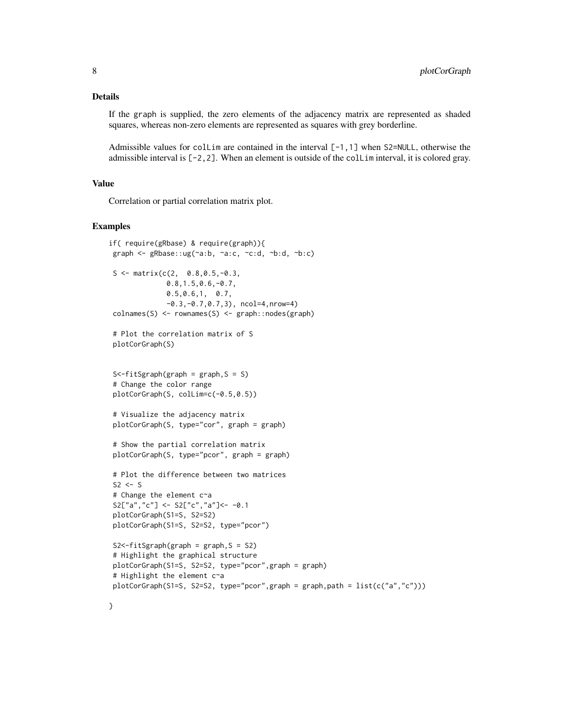## Details

If the graph is supplied, the zero elements of the adjacency matrix are represented as shaded squares, whereas non-zero elements are represented as squares with grey borderline.

Admissible values for colLim are contained in the interval [-1,1] when S2=NULL, otherwise the admissible interval is [-2,2]. When an element is outside of the colLim interval, it is colored gray.

## Value

Correlation or partial correlation matrix plot.

## Examples

```
if( require(gRbase) & require(graph)){
 graph <- gRbase::ug(~a:b, ~a:c, ~c:d, ~b:d, ~b:c)

 S <- matrix(c(2,  0.8,0.5,-0.3,
              0.8,1.5,0.6,-0.7,
              0.5,0.6,1,  0.7,
              -0.3,-0.7,0.7,3), ncol=4,nrow=4)
 colnames(S) <- rownames(S) <- graph::nodes(graph)

 # Plot the correlation matrix of S
 plotCorGraph(S)


 S<-fitSgraph(graph = graph,S = S)
 # Change the color range
 plotCorGraph(S, colLim=c(-0.5,0.5))

 # Visualize the adjacency matrix
 plotCorGraph(S, type="cor", graph = graph)

 # Show the partial correlation matrix
 plotCorGraph(S, type="pcor", graph = graph)

 # Plot the difference between two matrices
 S2 <- S
 # Change the element c~a
 S2["a","c"] <- S2["c","a"]<- -0.1
 plotCorGraph(S1=S, S2=S2)
 plotCorGraph(S1=S, S2=S2, type="pcor")

 S2<-fitSgraph(graph = graph,S = S2)
 # Highlight the graphical structure
 plotCorGraph(S1=S, S2=S2, type="pcor",graph = graph)
 # Highlight the element c~a
 plotCorGraph(S1=S, S2=S2, type="pcor",graph = graph,path = list(c("a","c")))

}
```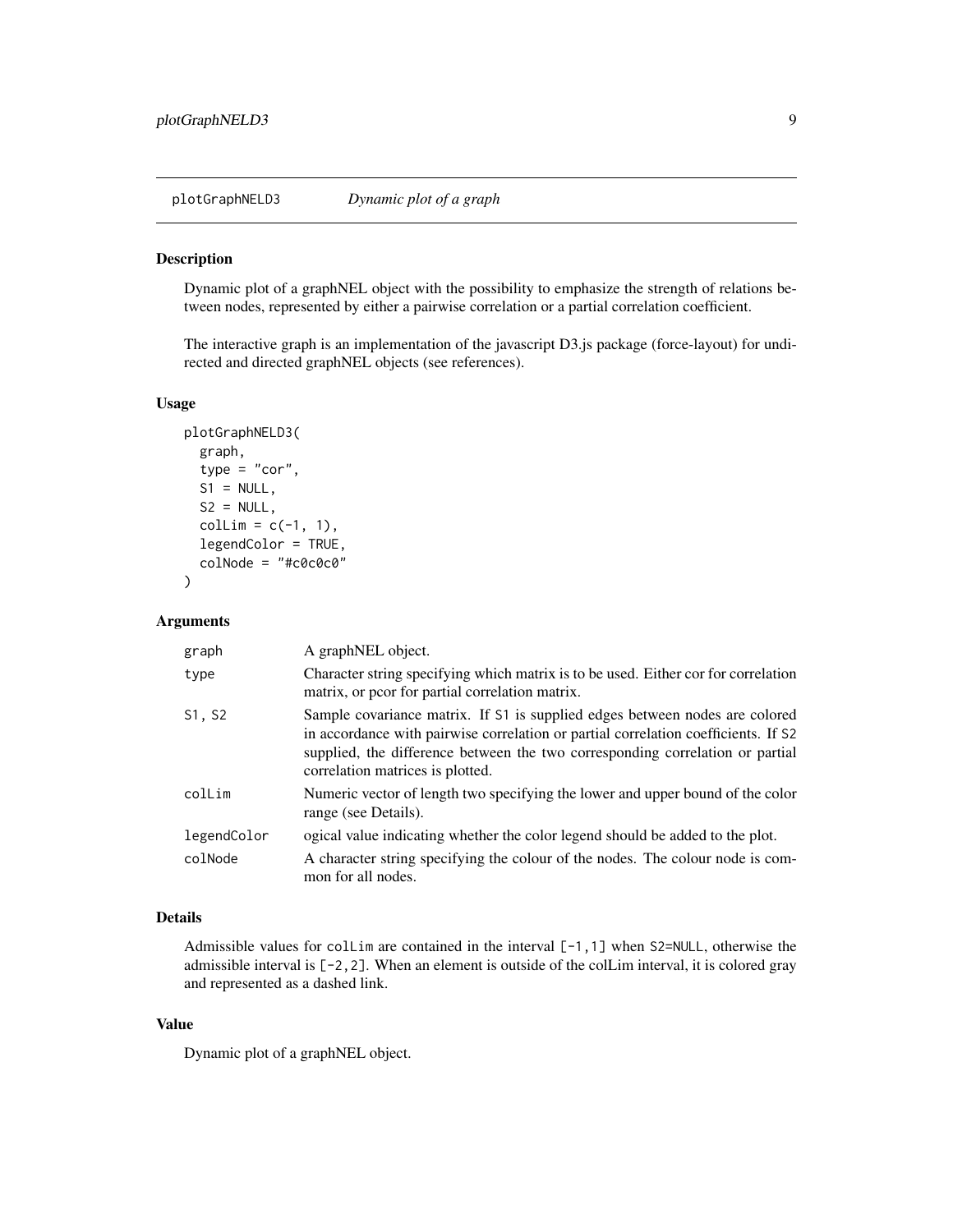plotGraphNELD3 *Dynamic plot of a graph*

## Description

Dynamic plot of a graphNEL object with the possibility to emphasize the strength of relations between nodes, represented by either a pairwise correlation or a partial correlation coefficient.

The interactive graph is an implementation of the javascript D3.js package (force-layout) for undirected and directed graphNEL objects (see references).

## Usage

```
plotGraphNELD3(
  graph,
  type = "cor",
  S1 = NULL,
  S2 = NULL,
  colLim = c(-1, 1),
  legendColor = TRUE,
  colNode = "#c0c0c0"
)
```

## Arguments

| | |
|---|---|
| graph | A graphNEL object. |
| type | Character string specifying which matrix is to be used. Either cor for correlation matrix, or pcor for partial correlation matrix. |
| S1, S2 | Sample covariance matrix. If S1 is supplied edges between nodes are colored in accordance with pairwise correlation or partial correlation coefficients. If S2 supplied, the difference between the two corresponding correlation or partial correlation matrices is plotted. |
| colLim | Numeric vector of length two specifying the lower and upper bound of the color range (see Details). |
| legendColor | ogical value indicating whether the color legend should be added to the plot. |
| colNode | A character string specifying the colour of the nodes. The colour node is common for all nodes. |

## Details

Admissible values for colLim are contained in the interval [-1,1] when S2=NULL, otherwise the admissible interval is [-2,2]. When an element is outside of the colLim interval, it is colored gray and represented as a dashed link.

## Value

Dynamic plot of a graphNEL object.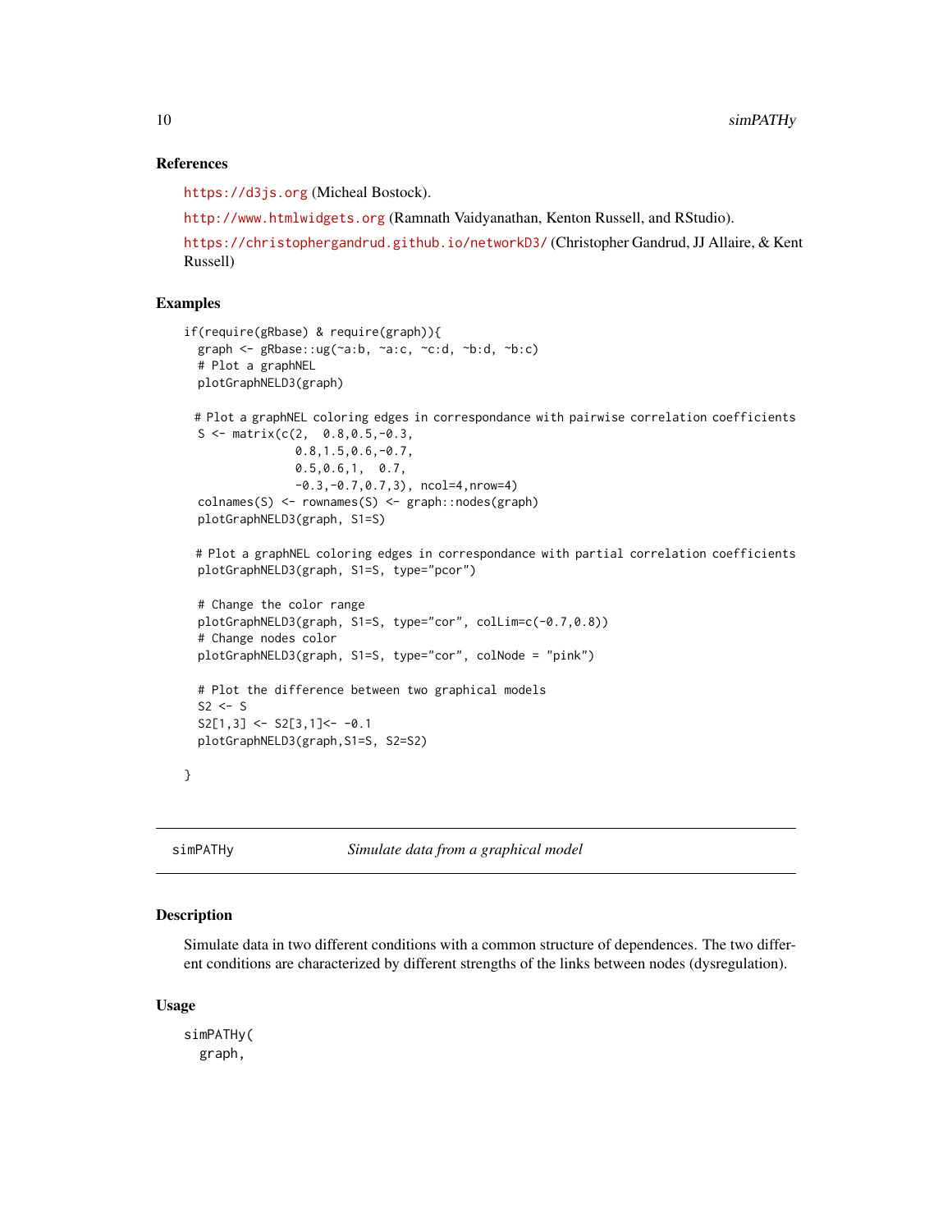### References

https://d3js.org (Micheal Bostock).

http://www.htmlwidgets.org (Ramnath Vaidyanathan, Kenton Russell, and RStudio).

https://christophergandrud.github.io/networkD3/ (Christopher Gandrud, JJ Allaire, & Kent Russell)

### Examples

```
if(require(gRbase) & require(graph)){
  graph <- gRbase::ug(~a:b, ~a:c, ~c:d, ~b:d, ~b:c)
  # Plot a graphNEL
  plotGraphNELD3(graph)

 # Plot a graphNEL coloring edges in correspondance with pairwise correlation coefficients
  S <- matrix(c(2,  0.8,0.5,-0.3,
                0.8,1.5,0.6,-0.7,
                0.5,0.6,1,  0.7,
                -0.3,-0.7,0.7,3), ncol=4,nrow=4)
  colnames(S) <- rownames(S) <- graph::nodes(graph)
  plotGraphNELD3(graph, S1=S)

 # Plot a graphNEL coloring edges in correspondance with partial correlation coefficients
  plotGraphNELD3(graph, S1=S, type="pcor")

  # Change the color range
  plotGraphNELD3(graph, S1=S, type="cor", colLim=c(-0.7,0.8))
  # Change nodes color
  plotGraphNELD3(graph, S1=S, type="cor", colNode = "pink")

  # Plot the difference between two graphical models
  S2 <- S
  S2[1,3] <- S2[3,1]<- -0.1
  plotGraphNELD3(graph,S1=S, S2=S2)

}
```

---

## simPATHy — *Simulate data from a graphical model*

---

### Description

Simulate data in two different conditions with a common structure of dependences. The two different conditions are characterized by different strengths of the links between nodes (dysregulation).

### Usage

```
simPATHy(
  graph,
```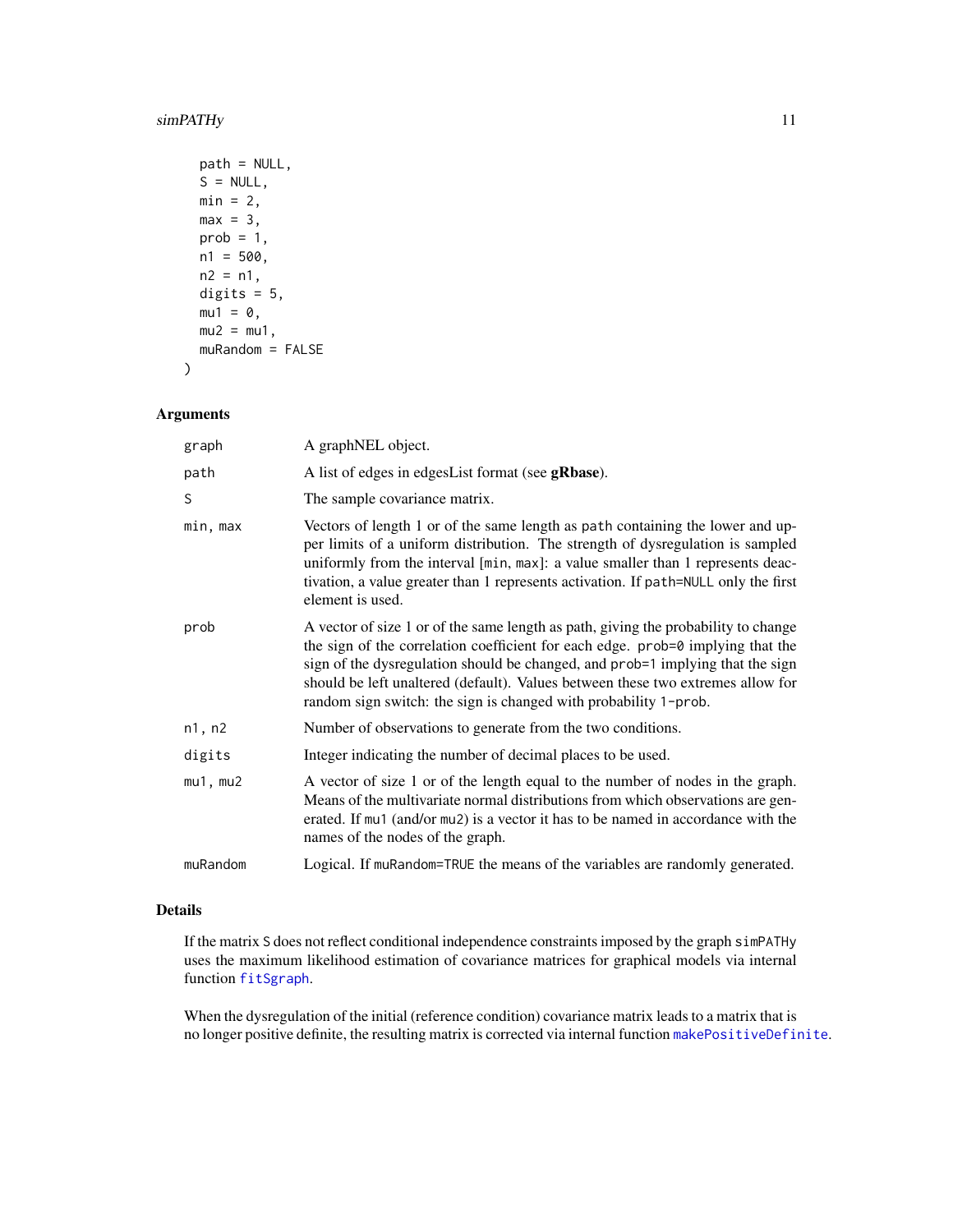```
  path = NULL,
  S = NULL,
  min = 2,
  max = 3,
  prob = 1,
  n1 = 500,
  n2 = n1,
  digits = 5,
  mu1 = 0,
  mu2 = mu1,
  muRandom = FALSE
)
```

### Arguments

| | |
|---|---|
| `graph` | A graphNEL object. |
| `path` | A list of edges in edgesList format (see **gRbase**). |
| `S` | The sample covariance matrix. |
| `min, max` | Vectors of length 1 or of the same length as `path` containing the lower and upper limits of a uniform distribution. The strength of dysregulation is sampled uniformly from the interval [`min`, `max`]: a value smaller than 1 represents deactivation, a value greater than 1 represents activation. If `path=NULL` only the first element is used. |
| `prob` | A vector of size 1 or of the same length as path, giving the probability to change the sign of the correlation coefficient for each edge. `prob=0` implying that the sign of the dysregulation should be changed, and `prob=1` implying that the sign should be left unaltered (default). Values between these two extremes allow for random sign switch: the sign is changed with probability `1-prob`. |
| `n1, n2` | Number of observations to generate from the two conditions. |
| `digits` | Integer indicating the number of decimal places to be used. |
| `mu1, mu2` | A vector of size 1 or of the length equal to the number of nodes in the graph. Means of the multivariate normal distributions from which observations are generated. If `mu1` (and/or `mu2`) is a vector it has to be named in accordance with the names of the nodes of the graph. |
| `muRandom` | Logical. If `muRandom=TRUE` the means of the variables are randomly generated. |

### Details

If the matrix `S` does not reflect conditional independence constraints imposed by the graph `simPATHy` uses the maximum likelihood estimation of covariance matrices for graphical models via internal function `fitSgraph`.

When the dysregulation of the initial (reference condition) covariance matrix leads to a matrix that is no longer positive definite, the resulting matrix is corrected via internal function `makePositiveDefinite`.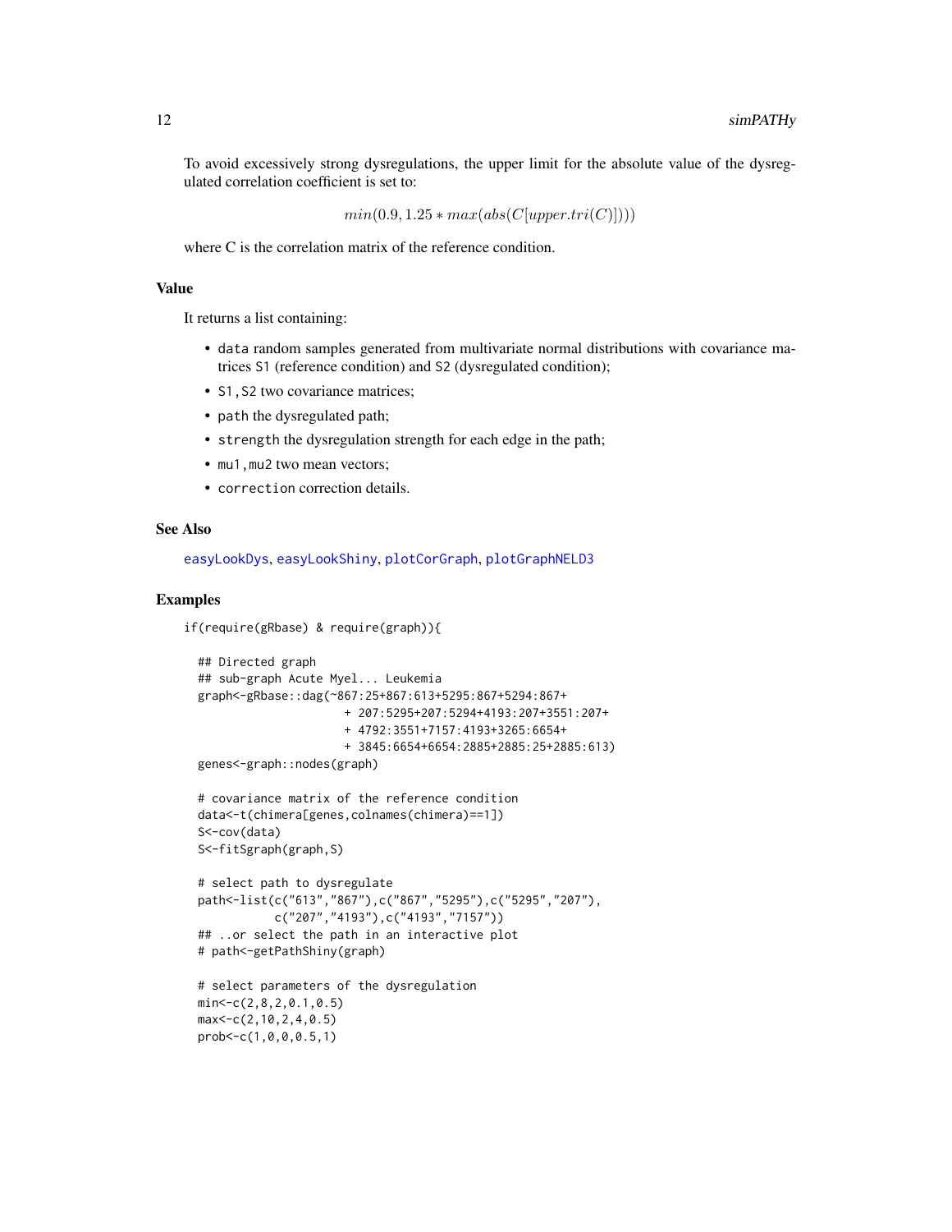To avoid excessively strong dysregulations, the upper limit for the absolute value of the dysregulated correlation coefficient is set to:

$$min(0.9, 1.25 * max(abs(C[upper.tri(C)])))$$

where C is the correlation matrix of the reference condition.

## Value

It returns a list containing:

- `data` random samples generated from multivariate normal distributions with covariance matrices `S1` (reference condition) and `S2` (dysregulated condition);
- `S1,S2` two covariance matrices;
- `path` the dysregulated path;
- `strength` the dysregulation strength for each edge in the path;
- `mu1,mu2` two mean vectors;
- `correction` correction details.

## See Also

easyLookDys, easyLookShiny, plotCorGraph, plotGraphNELD3

## Examples

```
if(require(gRbase) & require(graph)){

  ## Directed graph
  ## sub-graph Acute Myel... Leukemia
  graph<-gRbase::dag(~867:25+867:613+5295:867+5294:867+
                      + 207:5295+207:5294+4193:207+3551:207+
                      + 4792:3551+7157:4193+3265:6654+
                      + 3845:6654+6654:2885+2885:25+2885:613)
  genes<-graph::nodes(graph)

  # covariance matrix of the reference condition
  data<-t(chimera[genes,colnames(chimera)==1])
  S<-cov(data)
  S<-fitSgraph(graph,S)

  # select path to dysregulate
  path<-list(c("613","867"),c("867","5295"),c("5295","207"),
             c("207","4193"),c("4193","7157"))
  ## ..or select the path in an interactive plot
  # path<-getPathShiny(graph)

  # select parameters of the dysregulation
  min<-c(2,8,2,0.1,0.5)
  max<-c(2,10,2,4,0.5)
  prob<-c(1,0,0,0.5,1)
```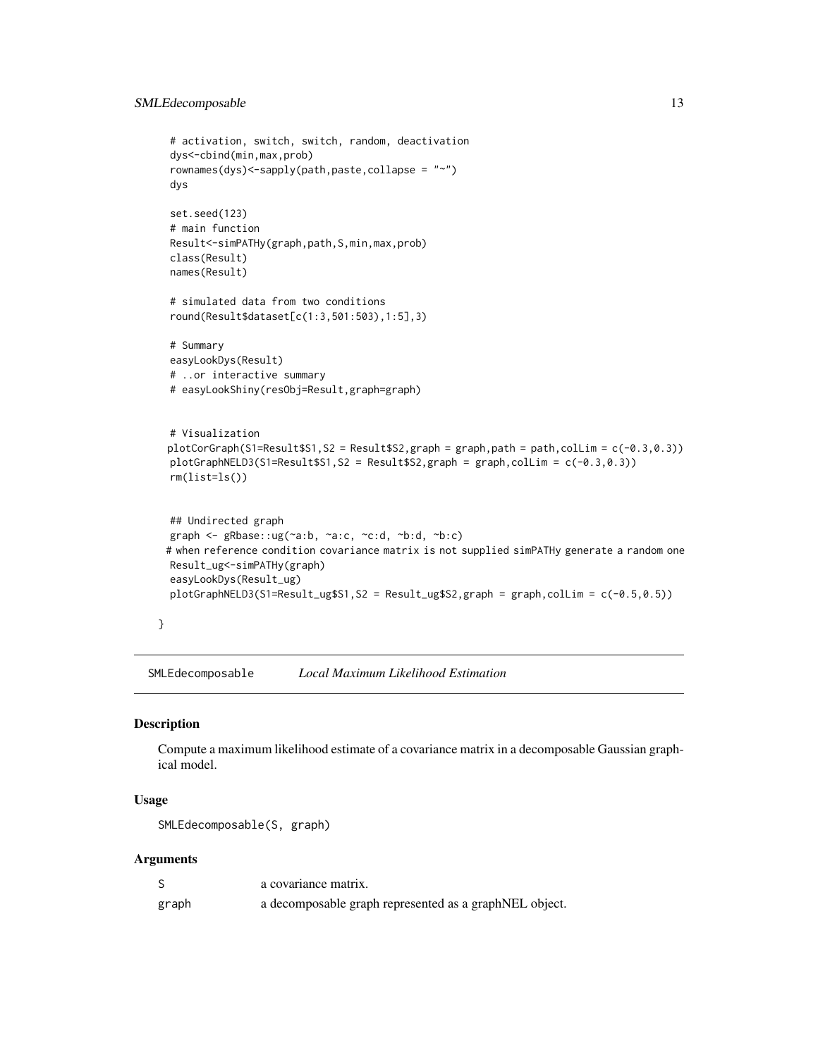```
  # activation, switch, switch, random, deactivation
  dys<-cbind(min,max,prob)
  rownames(dys)<-sapply(path,paste,collapse = "~")
  dys

  set.seed(123)
  # main function
  Result<-simPATHy(graph,path,S,min,max,prob)
  class(Result)
  names(Result)

  # simulated data from two conditions
  round(Result$dataset[c(1:3,501:503),1:5],3)

  # Summary
  easyLookDys(Result)
  # ..or interactive summary
  # easyLookShiny(resObj=Result,graph=graph)


  # Visualization
 plotCorGraph(S1=Result$S1,S2 = Result$S2,graph = graph,path = path,colLim = c(-0.3,0.3))
  plotGraphNELD3(S1=Result$S1,S2 = Result$S2,graph = graph,colLim = c(-0.3,0.3))
  rm(list=ls())


  ## Undirected graph
  graph <- gRbase::ug(~a:b, ~a:c, ~c:d, ~b:d, ~b:c)
 # when reference condition covariance matrix is not supplied simPATHy generate a random one
  Result_ug<-simPATHy(graph)
  easyLookDys(Result_ug)
  plotGraphNELD3(S1=Result_ug$S1,S2 = Result_ug$S2,graph = graph,colLim = c(-0.5,0.5))

}
```

---

## SMLEdecomposable — *Local Maximum Likelihood Estimation*

### Description

Compute a maximum likelihood estimate of a covariance matrix in a decomposable Gaussian graphical model.

### Usage

```
SMLEdecomposable(S, graph)
```

### Arguments

| | |
|---|---|
| S | a covariance matrix. |
| graph | a decomposable graph represented as a graphNEL object. |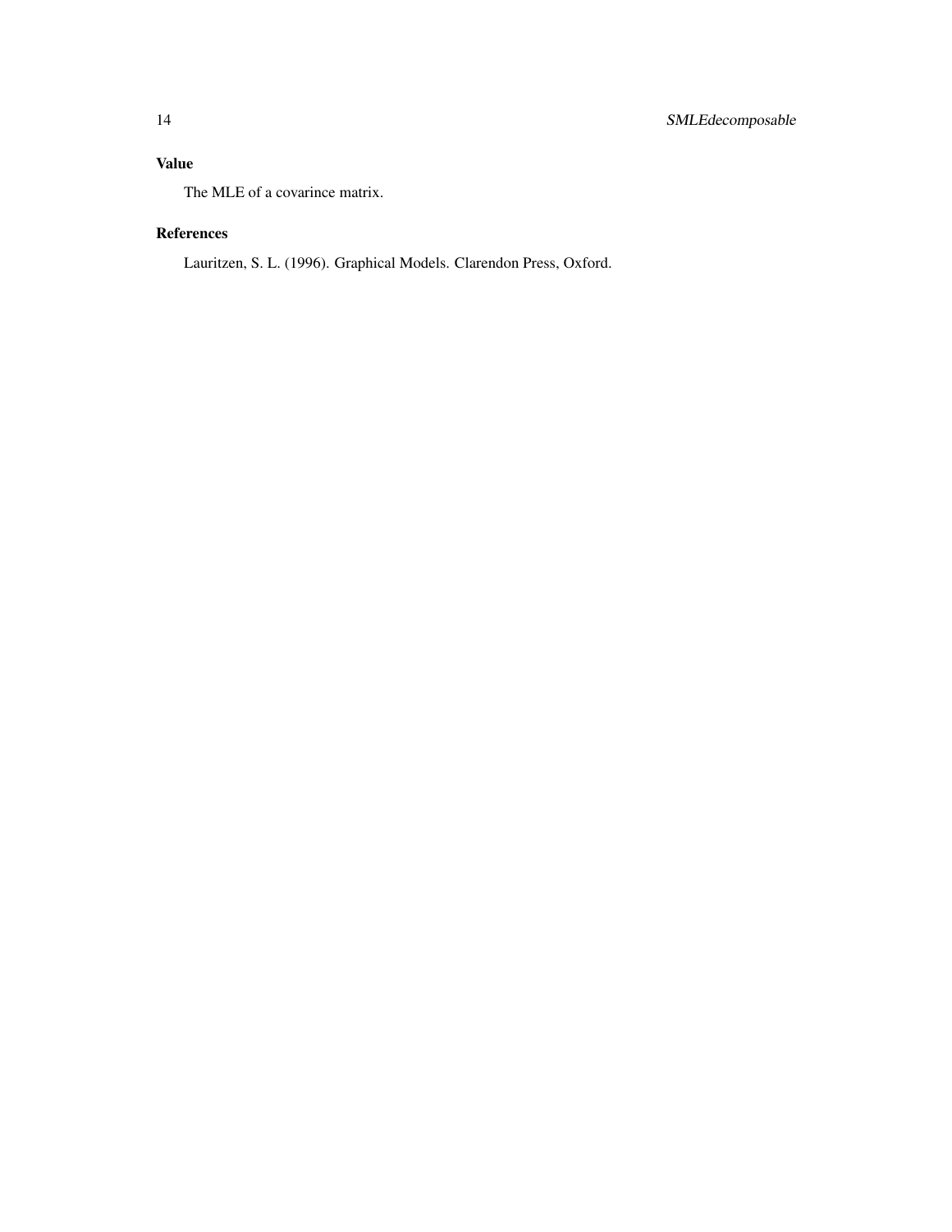### Value

The MLE of a covarince matrix.

### References

Lauritzen, S. L. (1996). Graphical Models. Clarendon Press, Oxford.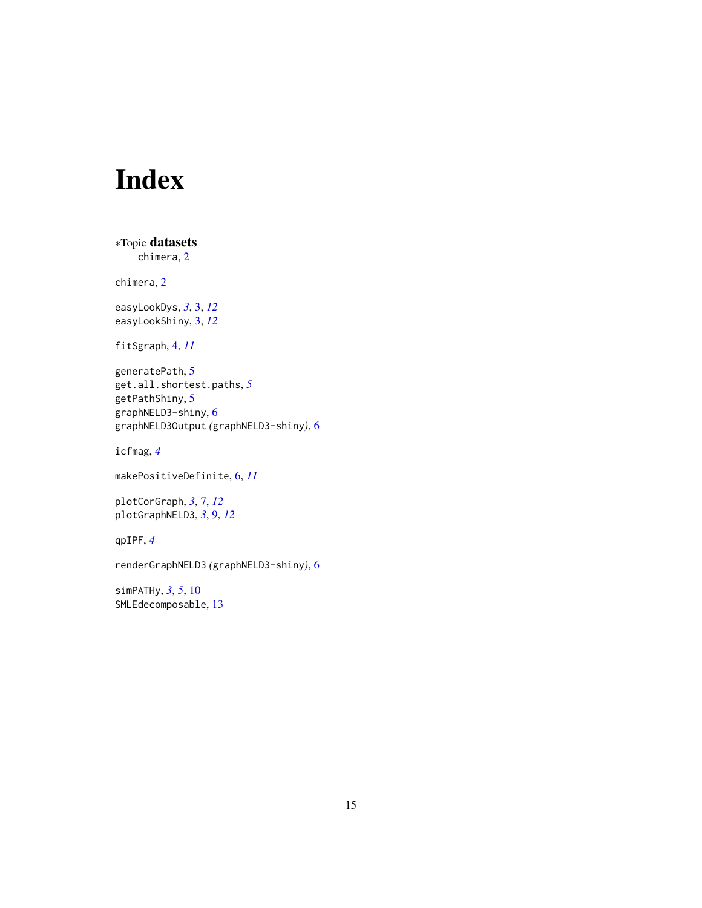# Index

*Topic **datasets**
    chimera, 2

chimera, 2

easyLookDys, *3*, 3, *12*
easyLookShiny, 3, *12*

fitSgraph, 4, *11*

generatePath, 5
get.all.shortest.paths, *5*
getPathShiny, 5
graphNELD3-shiny, 6
graphNELD3Output *(*graphNELD3-shiny*)*, 6

icfmag, *4*

makePositiveDefinite, 6, *11*

plotCorGraph, *3*, 7, *12*
plotGraphNELD3, *3*, 9, *12*

qpIPF, *4*

renderGraphNELD3 *(*graphNELD3-shiny*)*, 6

simPATHy, *3*, *5*, 10
SMLEdecomposable, 13